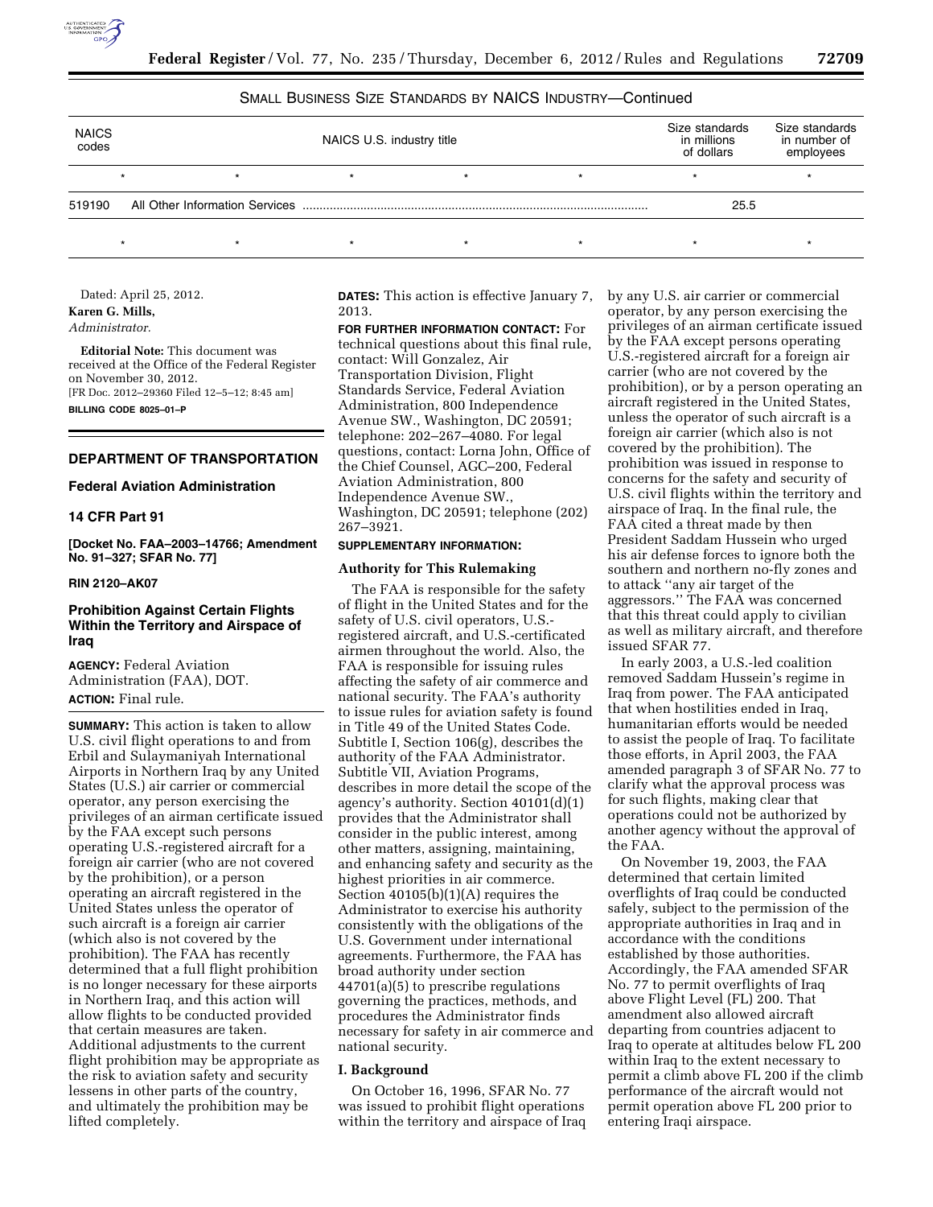SMALL BUSINESS SIZE STANDARDS BY NAICS INDUSTRY—Continued

| NAICS codes | NAICS U.S. industry title | Size standards in millions of dollars | Size standards in number of employees |
|---|---|---|---|
| * | * * * * | * | * |
| 519190 | All Other Information Services | 25.5 | |
| * | * * * * | * | * |

Dated: April 25, 2012.

**Karen G. Mills,**

*Administrator.*

**Editorial Note:** This document was received at the Office of the Federal Register on November 30, 2012.

[FR Doc. 2012–29360 Filed 12–5–12; 8:45 am]

**BILLING CODE 8025–01–P**

## DEPARTMENT OF TRANSPORTATION

### Federal Aviation Administration

### 14 CFR Part 91

**[Docket No. FAA–2003–14766; Amendment No. 91–327; SFAR No. 77]**

**RIN 2120–AK07**

### Prohibition Against Certain Flights Within the Territory and Airspace of Iraq

**AGENCY:** Federal Aviation Administration (FAA), DOT.

**ACTION:** Final rule.

**SUMMARY:** This action is taken to allow U.S. civil flight operations to and from Erbil and Sulaymaniyah International Airports in Northern Iraq by any United States (U.S.) air carrier or commercial operator, any person exercising the privileges of an airman certificate issued by the FAA except such persons operating U.S.-registered aircraft for a foreign air carrier (who are not covered by the prohibition), or a person operating an aircraft registered in the United States unless the operator of such aircraft is a foreign air carrier (which also is not covered by the prohibition). The FAA has recently determined that a full flight prohibition is no longer necessary for these airports in Northern Iraq, and this action will allow flights to be conducted provided that certain measures are taken. Additional adjustments to the current flight prohibition may be appropriate as the risk to aviation safety and security lessens in other parts of the country, and ultimately the prohibition may be lifted completely.

**DATES:** This action is effective January 7, 2013.

**FOR FURTHER INFORMATION CONTACT:** For technical questions about this final rule, contact: Will Gonzalez, Air Transportation Division, Flight Standards Service, Federal Aviation Administration, 800 Independence Avenue SW., Washington, DC 20591; telephone: 202–267–4080. For legal questions, contact: Lorna John, Office of the Chief Counsel, AGC–200, Federal Aviation Administration, 800 Independence Avenue SW., Washington, DC 20591; telephone (202) 267–3921.

**SUPPLEMENTARY INFORMATION:**

#### Authority for This Rulemaking

The FAA is responsible for the safety of flight in the United States and for the safety of U.S. civil operators, U.S.-registered aircraft, and U.S.-certificated airmen throughout the world. Also, the FAA is responsible for issuing rules affecting the safety of air commerce and national security. The FAA's authority to issue rules for aviation safety is found in Title 49 of the United States Code. Subtitle I, Section 106(g), describes the authority of the FAA Administrator. Subtitle VII, Aviation Programs, describes in more detail the scope of the agency's authority. Section 40101(d)(1) provides that the Administrator shall consider in the public interest, among other matters, assigning, maintaining, and enhancing safety and security as the highest priorities in air commerce. Section 40105(b)(1)(A) requires the Administrator to exercise his authority consistently with the obligations of the U.S. Government under international agreements. Furthermore, the FAA has broad authority under section 44701(a)(5) to prescribe regulations governing the practices, methods, and procedures the Administrator finds necessary for safety in air commerce and national security.

#### I. Background

On October 16, 1996, SFAR No. 77 was issued to prohibit flight operations within the territory and airspace of Iraq by any U.S. air carrier or commercial operator, by any person exercising the privileges of an airman certificate issued by the FAA except persons operating U.S.-registered aircraft for a foreign air carrier (who are not covered by the prohibition), or by a person operating an aircraft registered in the United States, unless the operator of such aircraft is a foreign air carrier (which also is not covered by the prohibition). The prohibition was issued in response to concerns for the safety and security of U.S. civil flights within the territory and airspace of Iraq. In the final rule, the FAA cited a threat made by then President Saddam Hussein who urged his air defense forces to ignore both the southern and northern no-fly zones and to attack ''any air target of the aggressors.'' The FAA was concerned that this threat could apply to civilian as well as military aircraft, and therefore issued SFAR 77.

In early 2003, a U.S.-led coalition removed Saddam Hussein's regime in Iraq from power. The FAA anticipated that when hostilities ended in Iraq, humanitarian efforts would be needed to assist the people of Iraq. To facilitate those efforts, in April 2003, the FAA amended paragraph 3 of SFAR No. 77 to clarify what the approval process was for such flights, making clear that operations could not be authorized by another agency without the approval of the FAA.

On November 19, 2003, the FAA determined that certain limited overflights of Iraq could be conducted safely, subject to the permission of the appropriate authorities in Iraq and in accordance with the conditions established by those authorities. Accordingly, the FAA amended SFAR No. 77 to permit overflights of Iraq above Flight Level (FL) 200. That amendment also allowed aircraft departing from countries adjacent to Iraq to operate at altitudes below FL 200 within Iraq to the extent necessary to permit a climb above FL 200 if the climb performance of the aircraft would not permit operation above FL 200 prior to entering Iraqi airspace.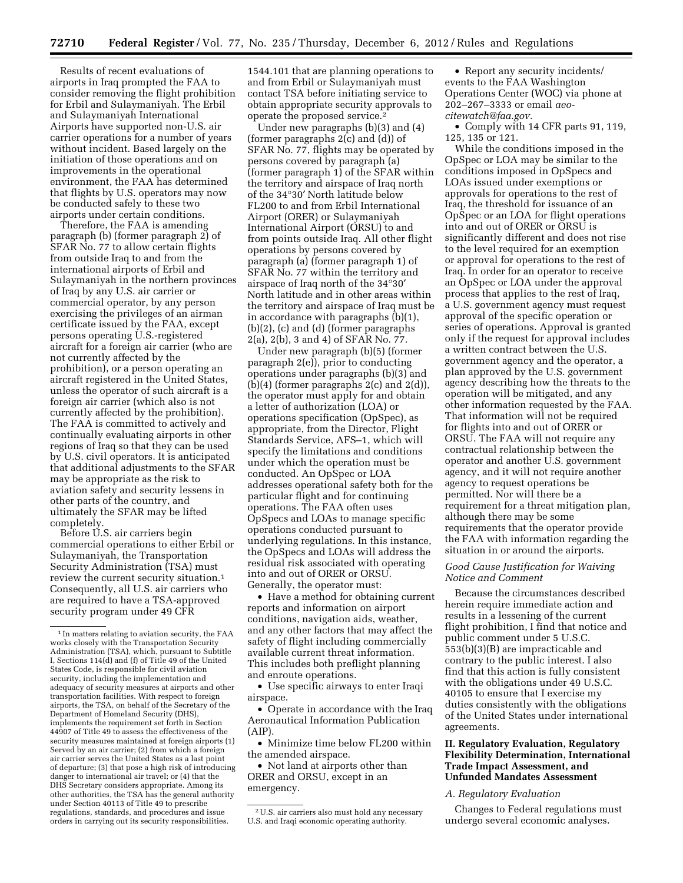Results of recent evaluations of airports in Iraq prompted the FAA to consider removing the flight prohibition for Erbil and Sulaymaniyah. The Erbil and Sulaymaniyah International Airports have supported non-U.S. air carrier operations for a number of years without incident. Based largely on the initiation of those operations and on improvements in the operational environment, the FAA has determined that flights by U.S. operators may now be conducted safely to these two airports under certain conditions.

Therefore, the FAA is amending paragraph (b) (former paragraph 2) of SFAR No. 77 to allow certain flights from outside Iraq to and from the international airports of Erbil and Sulaymaniyah in the northern provinces of Iraq by any U.S. air carrier or commercial operator, by any person exercising the privileges of an airman certificate issued by the FAA, except persons operating U.S.-registered aircraft for a foreign air carrier (who are not currently affected by the prohibition), or a person operating an aircraft registered in the United States, unless the operator of such aircraft is a foreign air carrier (which also is not currently affected by the prohibition). The FAA is committed to actively and continually evaluating airports in other regions of Iraq so that they can be used by U.S. civil operators. It is anticipated that additional adjustments to the SFAR may be appropriate as the risk to aviation safety and security lessens in other parts of the country, and ultimately the SFAR may be lifted completely.

Before U.S. air carriers begin commercial operations to either Erbil or Sulaymaniyah, the Transportation Security Administration (TSA) must review the current security situation.[1] Consequently, all U.S. air carriers who are required to have a TSA-approved security program under 49 CFR 1544.101 that are planning operations to and from Erbil or Sulaymaniyah must contact TSA before initiating service to obtain appropriate security approvals to operate the proposed service.[2]

Under new paragraphs (b)(3) and (4) (former paragraphs 2(c) and (d)) of SFAR No. 77, flights may be operated by persons covered by paragraph (a) (former paragraph 1) of the SFAR within the territory and airspace of Iraq north of the 34°30′ North latitude below FL200 to and from Erbil International Airport (ORER) or Sulaymaniyah International Airport (ORSU) to and from points outside Iraq. All other flight operations by persons covered by paragraph (a) (former paragraph 1) of SFAR No. 77 within the territory and airspace of Iraq north of the 34°30′ North latitude and in other areas within the territory and airspace of Iraq must be in accordance with paragraphs (b)(1), (b)(2), (c) and (d) (former paragraphs 2(a), 2(b), 3 and 4) of SFAR No. 77.

Under new paragraph (b)(5) (former paragraph 2(e)), prior to conducting operations under paragraphs (b)(3) and (b)(4) (former paragraphs 2(c) and 2(d)), the operator must apply for and obtain a letter of authorization (LOA) or operations specification (OpSpec), as appropriate, from the Director, Flight Standards Service, AFS–1, which will specify the limitations and conditions under which the operation must be conducted. An OpSpec or LOA addresses operational safety both for the particular flight and for continuing operations. The FAA often uses OpSpecs and LOAs to manage specific operations conducted pursuant to underlying regulations. In this instance, the OpSpecs and LOAs will address the residual risk associated with operating into and out of ORER or ORSU. Generally, the operator must:

- Have a method for obtaining current reports and information on airport conditions, navigation aids, weather, and any other factors that may affect the safety of flight including commercially available current threat information. This includes both preflight planning and enroute operations.
- Use specific airways to enter Iraqi airspace.
- Operate in accordance with the Iraq Aeronautical Information Publication (AIP).
- Minimize time below FL200 within the amended airspace.
- Not land at airports other than ORER and ORSU, except in an emergency.
- Report any security incidents/events to the FAA Washington Operations Center (WOC) via phone at 202–267–3333 or email *aeo-citewatch@faa.gov.*
- Comply with 14 CFR parts 91, 119, 125, 135 or 121.

While the conditions imposed in the OpSpec or LOA may be similar to the conditions imposed in OpSpecs and LOAs issued under exemptions or approvals for operations to the rest of Iraq, the threshold for issuance of an OpSpec or an LOA for flight operations into and out of ORER or ORSU is significantly different and does not rise to the level required for an exemption or approval for operations to the rest of Iraq. In order for an operator to receive an OpSpec or LOA under the approval process that applies to the rest of Iraq, a U.S. government agency must request approval of the specific operation or series of operations. Approval is granted only if the request for approval includes a written contract between the U.S. government agency and the operator, a plan approved by the U.S. government agency describing how the threats to the operation will be mitigated, and any other information requested by the FAA. That information will not be required for flights into and out of ORER or ORSU. The FAA will not require any contractual relationship between the operator and another U.S. government agency, and it will not require another agency to request operations be permitted. Nor will there be a requirement for a threat mitigation plan, although there may be some requirements that the operator provide the FAA with information regarding the situation in or around the airports.

### *Good Cause Justification for Waiving Notice and Comment*

Because the circumstances described herein require immediate action and results in a lessening of the current flight prohibition, I find that notice and public comment under 5 U.S.C. 553(b)(3)(B) are impracticable and contrary to the public interest. I also find that this action is fully consistent with the obligations under 49 U.S.C. 40105 to ensure that I exercise my duties consistently with the obligations of the United States under international agreements.

## II. Regulatory Evaluation, Regulatory Flexibility Determination, International Trade Impact Assessment, and Unfunded Mandates Assessment

### *A. Regulatory Evaluation*

Changes to Federal regulations must undergo several economic analyses.

---

[1] In matters relating to aviation security, the FAA works closely with the Transportation Security Administration (TSA), which, pursuant to Subtitle I, Sections 114(d) and (f) of Title 49 of the United States Code, is responsible for civil aviation security, including the implementation and adequacy of security measures at airports and other transportation facilities. With respect to foreign airports, the TSA, on behalf of the Secretary of the Department of Homeland Security (DHS), implements the requirement set forth in Section 44907 of Title 49 to assess the effectiveness of the security measures maintained at foreign airports (1) Served by an air carrier; (2) from which a foreign air carrier serves the United States as a last point of departure; (3) that pose a high risk of introducing danger to international air travel; or (4) that the DHS Secretary considers appropriate. Among its other authorities, the TSA has the general authority under Section 40113 of Title 49 to prescribe regulations, standards, and procedures and issue orders in carrying out its security responsibilities.

[2] U.S. air carriers also must hold any necessary U.S. and Iraqi economic operating authority.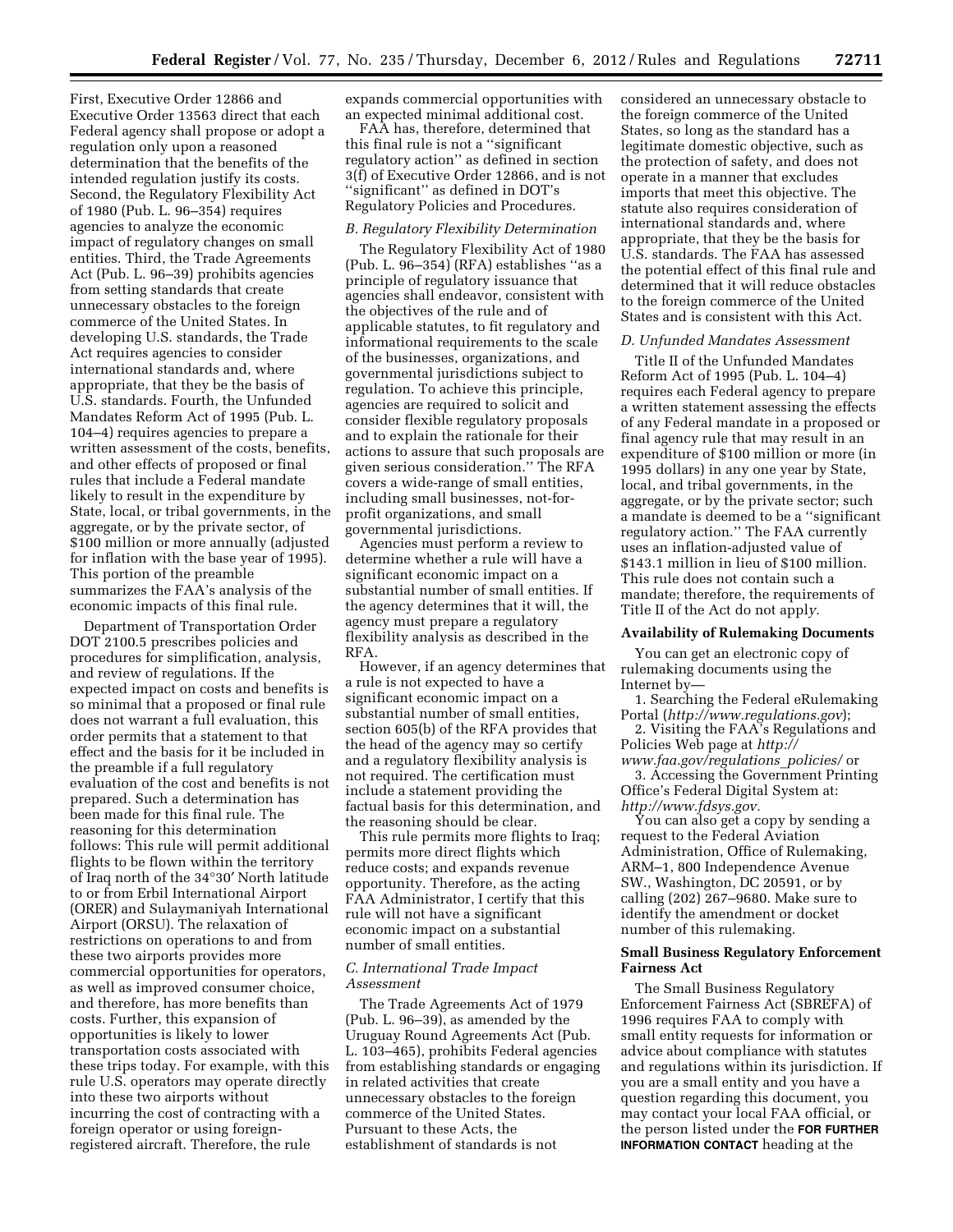First, Executive Order 12866 and Executive Order 13563 direct that each Federal agency shall propose or adopt a regulation only upon a reasoned determination that the benefits of the intended regulation justify its costs. Second, the Regulatory Flexibility Act of 1980 (Pub. L. 96–354) requires agencies to analyze the economic impact of regulatory changes on small entities. Third, the Trade Agreements Act (Pub. L. 96–39) prohibits agencies from setting standards that create unnecessary obstacles to the foreign commerce of the United States. In developing U.S. standards, the Trade Act requires agencies to consider international standards and, where appropriate, that they be the basis of U.S. standards. Fourth, the Unfunded Mandates Reform Act of 1995 (Pub. L. 104–4) requires agencies to prepare a written assessment of the costs, benefits, and other effects of proposed or final rules that include a Federal mandate likely to result in the expenditure by State, local, or tribal governments, in the aggregate, or by the private sector, of $100 million or more annually (adjusted for inflation with the base year of 1995). This portion of the preamble summarizes the FAA's analysis of the economic impacts of this final rule.

Department of Transportation Order DOT 2100.5 prescribes policies and procedures for simplification, analysis, and review of regulations. If the expected impact on costs and benefits is so minimal that a proposed or final rule does not warrant a full evaluation, this order permits that a statement to that effect and the basis for it be included in the preamble if a full regulatory evaluation of the cost and benefits is not prepared. Such a determination has been made for this final rule. The reasoning for this determination follows: This rule will permit additional flights to be flown within the territory of Iraq north of the 34°30′ North latitude to or from Erbil International Airport (ORER) and Sulaymaniyah International Airport (ORSU). The relaxation of restrictions on operations to and from these two airports provides more commercial opportunities for operators, as well as improved consumer choice, and therefore, has more benefits than costs. Further, this expansion of opportunities is likely to lower transportation costs associated with these trips today. For example, with this rule U.S. operators may operate directly into these two airports without incurring the cost of contracting with a foreign operator or using foreign-registered aircraft. Therefore, the rule expands commercial opportunities with an expected minimal additional cost.

FAA has, therefore, determined that this final rule is not a "significant regulatory action" as defined in section 3(f) of Executive Order 12866, and is not "significant" as defined in DOT's Regulatory Policies and Procedures.

### *B. Regulatory Flexibility Determination*

The Regulatory Flexibility Act of 1980 (Pub. L. 96–354) (RFA) establishes "as a principle of regulatory issuance that agencies shall endeavor, consistent with the objectives of the rule and of applicable statutes, to fit regulatory and informational requirements to the scale of the businesses, organizations, and governmental jurisdictions subject to regulation. To achieve this principle, agencies are required to solicit and consider flexible regulatory proposals and to explain the rationale for their actions to assure that such proposals are given serious consideration." The RFA covers a wide-range of small entities, including small businesses, not-for-profit organizations, and small governmental jurisdictions.

Agencies must perform a review to determine whether a rule will have a significant economic impact on a substantial number of small entities. If the agency determines that it will, the agency must prepare a regulatory flexibility analysis as described in the RFA.

However, if an agency determines that a rule is not expected to have a significant economic impact on a substantial number of small entities, section 605(b) of the RFA provides that the head of the agency may so certify and a regulatory flexibility analysis is not required. The certification must include a statement providing the factual basis for this determination, and the reasoning should be clear.

This rule permits more flights to Iraq; permits more direct flights which reduce costs; and expands revenue opportunity. Therefore, as the acting FAA Administrator, I certify that this rule will not have a significant economic impact on a substantial number of small entities.

### *C. International Trade Impact Assessment*

The Trade Agreements Act of 1979 (Pub. L. 96–39), as amended by the Uruguay Round Agreements Act (Pub. L. 103–465), prohibits Federal agencies from establishing standards or engaging in related activities that create unnecessary obstacles to the foreign commerce of the United States. Pursuant to these Acts, the establishment of standards is not considered an unnecessary obstacle to the foreign commerce of the United States, so long as the standard has a legitimate domestic objective, such as the protection of safety, and does not operate in a manner that excludes imports that meet this objective. The statute also requires consideration of international standards and, where appropriate, that they be the basis for U.S. standards. The FAA has assessed the potential effect of this final rule and determined that it will reduce obstacles to the foreign commerce of the United States and is consistent with this Act.

### *D. Unfunded Mandates Assessment*

Title II of the Unfunded Mandates Reform Act of 1995 (Pub. L. 104–4) requires each Federal agency to prepare a written statement assessing the effects of any Federal mandate in a proposed or final agency rule that may result in an expenditure of $100 million or more (in 1995 dollars) in any one year by State, local, and tribal governments, in the aggregate, or by the private sector; such a mandate is deemed to be a "significant regulatory action." The FAA currently uses an inflation-adjusted value of $143.1 million in lieu of $100 million. This rule does not contain such a mandate; therefore, the requirements of Title II of the Act do not apply.

## Availability of Rulemaking Documents

You can get an electronic copy of rulemaking documents using the Internet by—

1. Searching the Federal eRulemaking Portal (*http://www.regulations.gov*);
2. Visiting the FAA's Regulations and Policies Web page at *http://www.faa.gov/regulations_policies/* or
3. Accessing the Government Printing Office's Federal Digital System at: *http://www.fdsys.gov.*

You can also get a copy by sending a request to the Federal Aviation Administration, Office of Rulemaking, ARM–1, 800 Independence Avenue SW., Washington, DC 20591, or by calling (202) 267–9680. Make sure to identify the amendment or docket number of this rulemaking.

## Small Business Regulatory Enforcement Fairness Act

The Small Business Regulatory Enforcement Fairness Act (SBREFA) of 1996 requires FAA to comply with small entity requests for information or advice about compliance with statutes and regulations within its jurisdiction. If you are a small entity and you have a question regarding this document, you may contact your local FAA official, or the person listed under the **FOR FURTHER INFORMATION CONTACT** heading at the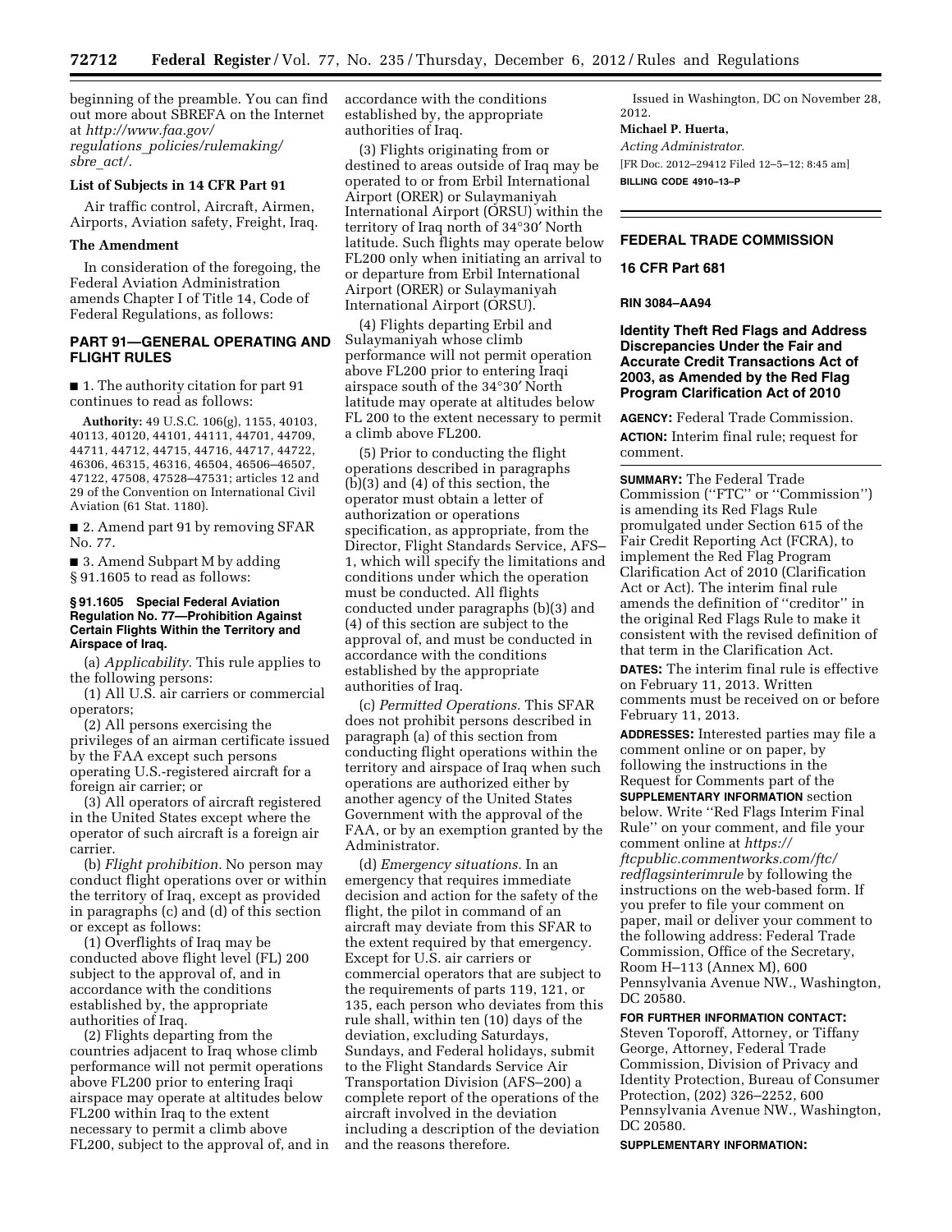beginning of the preamble. You can find out more about SBREFA on the Internet at *http://www.faa.gov/regulations_policies/rulemaking/sbre_act/.*

**List of Subjects in 14 CFR Part 91**

Air traffic control, Aircraft, Airmen, Airports, Aviation safety, Freight, Iraq.

**The Amendment**

In consideration of the foregoing, the Federal Aviation Administration amends Chapter I of Title 14, Code of Federal Regulations, as follows:

## PART 91—GENERAL OPERATING AND FLIGHT RULES

■ 1. The authority citation for part 91 continues to read as follows:

**Authority:** 49 U.S.C. 106(g), 1155, 40103, 40113, 40120, 44101, 44111, 44701, 44709, 44711, 44712, 44715, 44716, 44717, 44722, 46306, 46315, 46316, 46504, 46506–46507, 47122, 47508, 47528–47531; articles 12 and 29 of the Convention on International Civil Aviation (61 Stat. 1180).

■ 2. Amend part 91 by removing SFAR No. 77.

■ 3. Amend Subpart M by adding § 91.1605 to read as follows:

#### § 91.1605 Special Federal Aviation Regulation No. 77—Prohibition Against Certain Flights Within the Territory and Airspace of Iraq.

(a) *Applicability.* This rule applies to the following persons:

(1) All U.S. air carriers or commercial operators;

(2) All persons exercising the privileges of an airman certificate issued by the FAA except such persons operating U.S.-registered aircraft for a foreign air carrier; or

(3) All operators of aircraft registered in the United States except where the operator of such aircraft is a foreign air carrier.

(b) *Flight prohibition.* No person may conduct flight operations over or within the territory of Iraq, except as provided in paragraphs (c) and (d) of this section or except as follows:

(1) Overflights of Iraq may be conducted above flight level (FL) 200 subject to the approval of, and in accordance with the conditions established by, the appropriate authorities of Iraq.

(2) Flights departing from the countries adjacent to Iraq whose climb performance will not permit operations above FL200 prior to entering Iraqi airspace may operate at altitudes below FL200 within Iraq to the extent necessary to permit a climb above FL200, subject to the approval of, and in accordance with the conditions established by, the appropriate authorities of Iraq.

(3) Flights originating from or destined to areas outside of Iraq may be operated to or from Erbil International Airport (ORER) or Sulaymaniyah International Airport (ORSU) within the territory of Iraq north of 34°30′ North latitude. Such flights may operate below FL200 only when initiating an arrival to or departure from Erbil International Airport (ORER) or Sulaymaniyah International Airport (ORSU).

(4) Flights departing Erbil and Sulaymaniyah whose climb performance will not permit operation above FL200 prior to entering Iraqi airspace south of the 34°30′ North latitude may operate at altitudes below FL 200 to the extent necessary to permit a climb above FL200.

(5) Prior to conducting the flight operations described in paragraphs (b)(3) and (4) of this section, the operator must obtain a letter of authorization or operations specification, as appropriate, from the Director, Flight Standards Service, AFS–1, which will specify the limitations and conditions under which the operation must be conducted. All flights conducted under paragraphs (b)(3) and (4) of this section are subject to the approval of, and must be conducted in accordance with the conditions established by the appropriate authorities of Iraq.

(c) *Permitted Operations.* This SFAR does not prohibit persons described in paragraph (a) of this section from conducting flight operations within the territory and airspace of Iraq when such operations are authorized either by another agency of the United States Government with the approval of the FAA, or by an exemption granted by the Administrator.

(d) *Emergency situations.* In an emergency that requires immediate decision and action for the safety of the flight, the pilot in command of an aircraft may deviate from this SFAR to the extent required by that emergency. Except for U.S. air carriers or commercial operators that are subject to the requirements of parts 119, 121, or 135, each person who deviates from this rule shall, within ten (10) days of the deviation, excluding Saturdays, Sundays, and Federal holidays, submit to the Flight Standards Service Air Transportation Division (AFS–200) a complete report of the operations of the aircraft involved in the deviation including a description of the deviation and the reasons therefore.

Issued in Washington, DC on November 28, 2012.

**Michael P. Huerta,**

*Acting Administrator.*

[FR Doc. 2012–29412 Filed 12–5–12; 8:45 am]

**BILLING CODE 4910–13–P**

---

## FEDERAL TRADE COMMISSION

## 16 CFR Part 681

**RIN 3084–AA94**

## Identity Theft Red Flags and Address Discrepancies Under the Fair and Accurate Credit Transactions Act of 2003, as Amended by the Red Flag Program Clarification Act of 2010

**AGENCY:** Federal Trade Commission.

**ACTION:** Interim final rule; request for comment.

**SUMMARY:** The Federal Trade Commission (''FTC'' or ''Commission'') is amending its Red Flags Rule promulgated under Section 615 of the Fair Credit Reporting Act (FCRA), to implement the Red Flag Program Clarification Act of 2010 (Clarification Act or Act). The interim final rule amends the definition of ''creditor'' in the original Red Flags Rule to make it consistent with the revised definition of that term in the Clarification Act.

**DATES:** The interim final rule is effective on February 11, 2013. Written comments must be received on or before February 11, 2013.

**ADDRESSES:** Interested parties may file a comment online or on paper, by following the instructions in the Request for Comments part of the **SUPPLEMENTARY INFORMATION** section below. Write ''Red Flags Interim Final Rule'' on your comment, and file your comment online at *https://ftcpublic.commentworks.com/ftc/redflagsinterimrule* by following the instructions on the web-based form. If you prefer to file your comment on paper, mail or deliver your comment to the following address: Federal Trade Commission, Office of the Secretary, Room H–113 (Annex M), 600 Pennsylvania Avenue NW., Washington, DC 20580.

**FOR FURTHER INFORMATION CONTACT:** Steven Toporoff, Attorney, or Tiffany George, Attorney, Federal Trade Commission, Division of Privacy and Identity Protection, Bureau of Consumer Protection, (202) 326–2252, 600 Pennsylvania Avenue NW., Washington, DC 20580.

**SUPPLEMENTARY INFORMATION:**